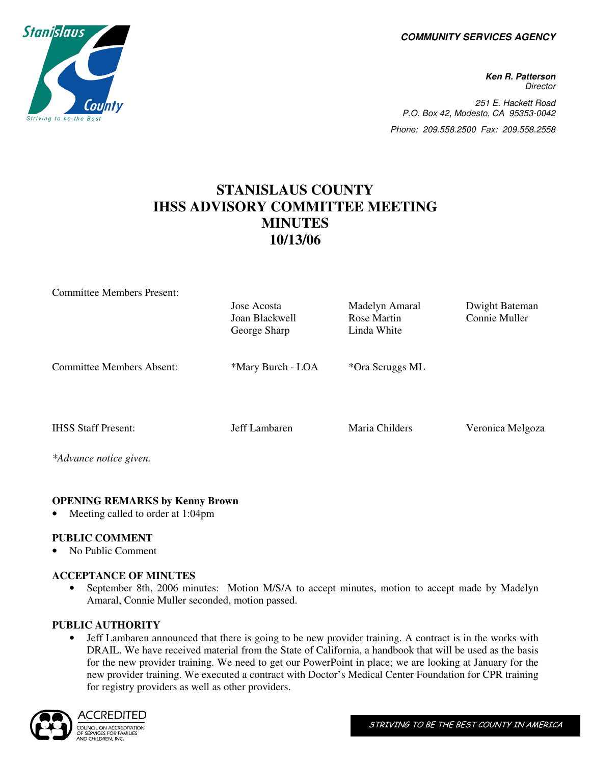**COMMUNITY SERVICES AGENCY**

***Ken R. Patterson***
*Director*

*251 E. Hackett Road*
*P.O. Box 42, Modesto, CA 95353-0042*
*Phone: 209.558.2500 Fax: 209.558.2558*

# STANISLAUS COUNTY
# IHSS ADVISORY COMMITTEE MEETING
# MINUTES
# 10/13/06

| | | | |
|---|---|---|---|
| Committee Members Present: | Jose Acosta<br>Joan Blackwell<br>George Sharp | Madelyn Amaral<br>Rose Martin<br>Linda White | Dwight Bateman<br>Connie Muller |
| Committee Members Absent: | *Mary Burch - LOA | *Ora Scruggs ML | |
| IHSS Staff Present: | Jeff Lambaren | Maria Childers | Veronica Melgoza |

*\*Advance notice given.*

**OPENING REMARKS by Kenny Brown**

- Meeting called to order at 1:04pm

**PUBLIC COMMENT**

- No Public Comment

**ACCEPTANCE OF MINUTES**

- September 8th, 2006 minutes: Motion M/S/A to accept minutes, motion to accept made by Madelyn Amaral, Connie Muller seconded, motion passed.

**PUBLIC AUTHORITY**

- Jeff Lambaren announced that there is going to be new provider training. A contract is in the works with DRAIL. We have received material from the State of California, a handbook that will be used as the basis for the new provider training. We need to get our PowerPoint in place; we are looking at January for the new provider training. We executed a contract with Doctor's Medical Center Foundation for CPR training for registry providers as well as other providers.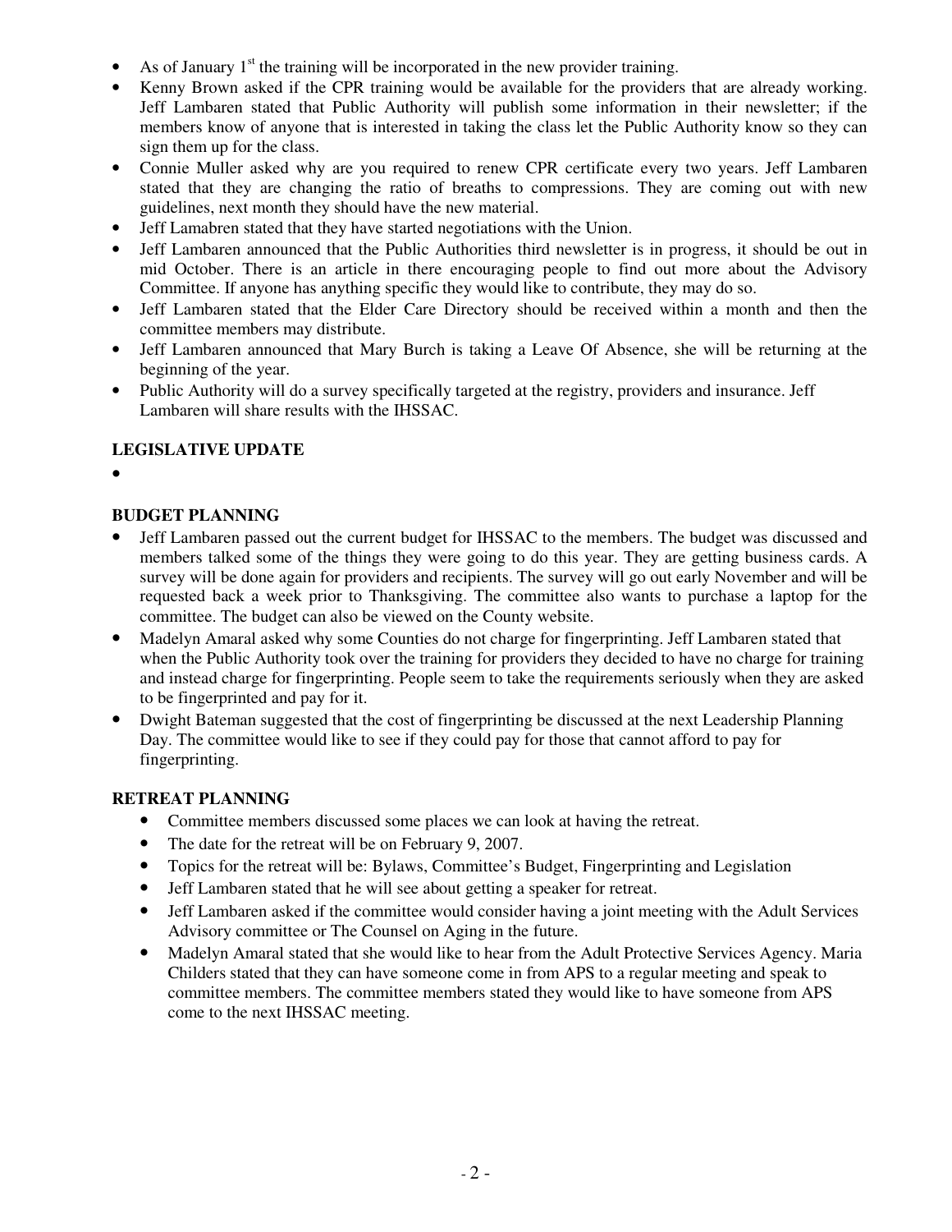- As of January 1st the training will be incorporated in the new provider training.
- Kenny Brown asked if the CPR training would be available for the providers that are already working. Jeff Lambaren stated that Public Authority will publish some information in their newsletter; if the members know of anyone that is interested in taking the class let the Public Authority know so they can sign them up for the class.
- Connie Muller asked why are you required to renew CPR certificate every two years. Jeff Lambaren stated that they are changing the ratio of breaths to compressions. They are coming out with new guidelines, next month they should have the new material.
- Jeff Lamabren stated that they have started negotiations with the Union.
- Jeff Lambaren announced that the Public Authorities third newsletter is in progress, it should be out in mid October. There is an article in there encouraging people to find out more about the Advisory Committee. If anyone has anything specific they would like to contribute, they may do so.
- Jeff Lambaren stated that the Elder Care Directory should be received within a month and then the committee members may distribute.
- Jeff Lambaren announced that Mary Burch is taking a Leave Of Absence, she will be returning at the beginning of the year.
- Public Authority will do a survey specifically targeted at the registry, providers and insurance. Jeff Lambaren will share results with the IHSSAC.

**LEGISLATIVE UPDATE**

- 

**BUDGET PLANNING**

- Jeff Lambaren passed out the current budget for IHSSAC to the members. The budget was discussed and members talked some of the things they were going to do this year. They are getting business cards. A survey will be done again for providers and recipients. The survey will go out early November and will be requested back a week prior to Thanksgiving. The committee also wants to purchase a laptop for the committee. The budget can also be viewed on the County website.
- Madelyn Amaral asked why some Counties do not charge for fingerprinting. Jeff Lambaren stated that when the Public Authority took over the training for providers they decided to have no charge for training and instead charge for fingerprinting. People seem to take the requirements seriously when they are asked to be fingerprinted and pay for it.
- Dwight Bateman suggested that the cost of fingerprinting be discussed at the next Leadership Planning Day. The committee would like to see if they could pay for those that cannot afford to pay for fingerprinting.

**RETREAT PLANNING**

- Committee members discussed some places we can look at having the retreat.
- The date for the retreat will be on February 9, 2007.
- Topics for the retreat will be: Bylaws, Committee's Budget, Fingerprinting and Legislation
- Jeff Lambaren stated that he will see about getting a speaker for retreat.
- Jeff Lambaren asked if the committee would consider having a joint meeting with the Adult Services Advisory committee or The Counsel on Aging in the future.
- Madelyn Amaral stated that she would like to hear from the Adult Protective Services Agency. Maria Childers stated that they can have someone come in from APS to a regular meeting and speak to committee members. The committee members stated they would like to have someone from APS come to the next IHSSAC meeting.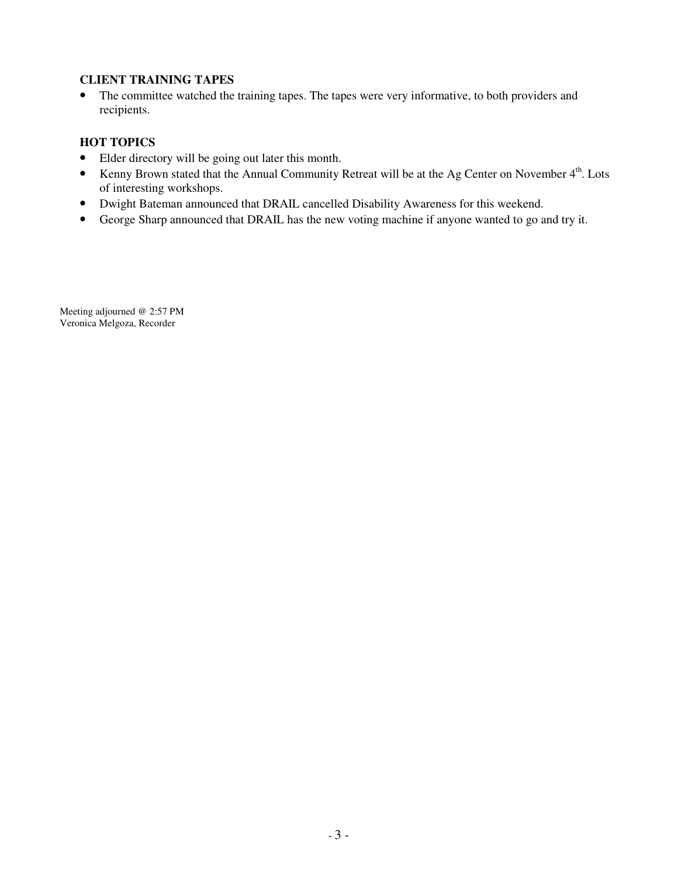**CLIENT TRAINING TAPES**

- The committee watched the training tapes. The tapes were very informative, to both providers and recipients.

**HOT TOPICS**

- Elder directory will be going out later this month.
- Kenny Brown stated that the Annual Community Retreat will be at the Ag Center on November 4th. Lots of interesting workshops.
- Dwight Bateman announced that DRAIL cancelled Disability Awareness for this weekend.
- George Sharp announced that DRAIL has the new voting machine if anyone wanted to go and try it.

Meeting adjourned @ 2:57 PM
Veronica Melgoza, Recorder